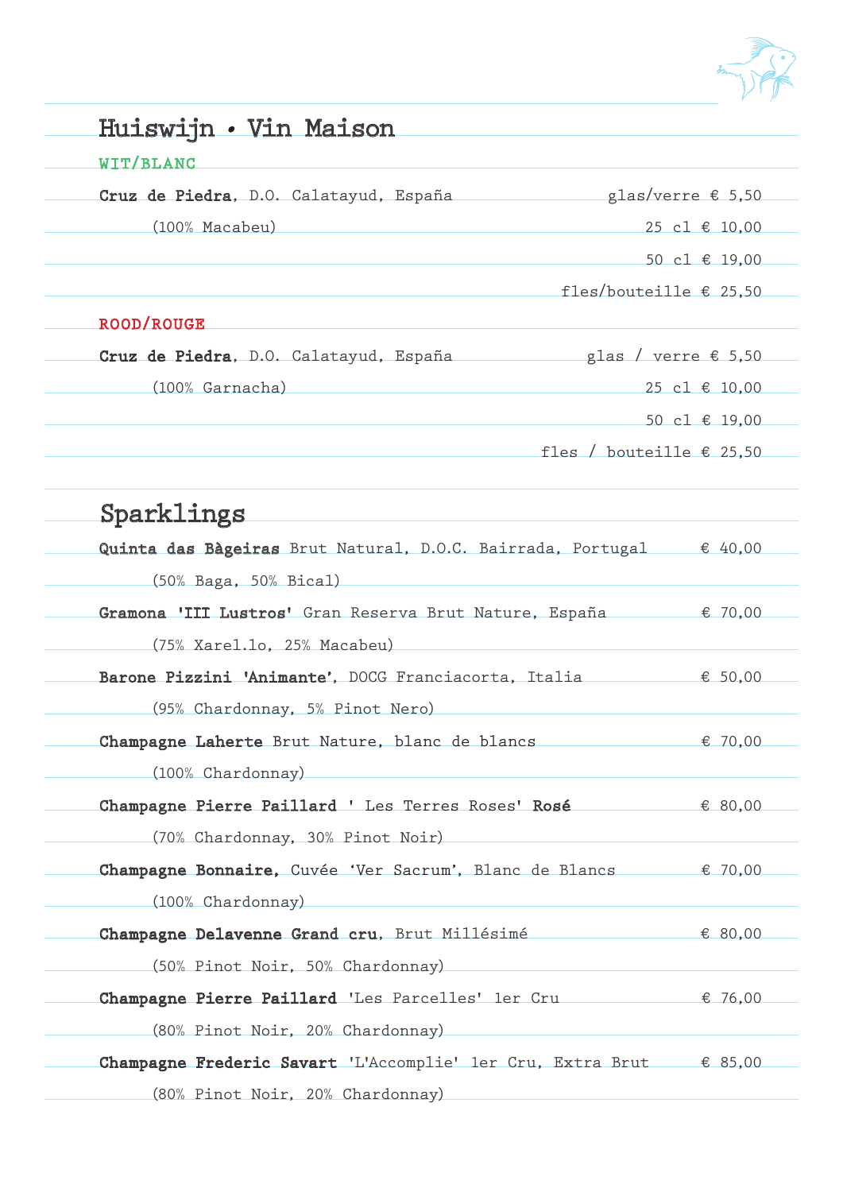# Huiswijn • Vin Maison

## WIT/BLANC

**Cruz de Piedra**, D.O. Calatayud, España — glas/verre € 5,50

(100% Macabeu) — 25 cl € 10,00

50 cl € 19,00

fles/bouteille € 25,50

## ROOD/ROUGE

**Cruz de Piedra**, D.O. Calatayud, España — glas / verre € 5,50

(100% Garnacha) — 25 cl € 10,00

50 cl € 19,00

fles / bouteille € 25,50

# Sparklings

**Quinta das Bàgeiras** Brut Natural, D.O.C. Bairrada, Portugal — € 40,00

(50% Baga, 50% Bical)

**Gramona 'III Lustros'** Gran Reserva Brut Nature, España — € 70,00

(75% Xarel.lo, 25% Macabeu)

**Barone Pizzini 'Animante'**, DOCG Franciacorta, Italia — € 50,00

(95% Chardonnay, 5% Pinot Nero)

**Champagne Laherte** Brut Nature, blanc de blancs — € 70,00

(100% Chardonnay)

**Champagne Pierre Paillard** ' Les Terres Roses' **Rosé** — € 80,00

(70% Chardonnay, 30% Pinot Noir)

**Champagne Bonnaire**, Cuvée 'Ver Sacrum', Blanc de Blancs — € 70,00

(100% Chardonnay)

**Champagne Delavenne Grand cru**, Brut Millésimé — € 80,00

(50% Pinot Noir, 50% Chardonnay)

**Champagne Pierre Paillard** 'Les Parcelles' 1er Cru — € 76,00

(80% Pinot Noir, 20% Chardonnay)

**Champagne Frederic Savart** 'L'Accomplie' 1er Cru, Extra Brut — € 85,00

(80% Pinot Noir, 20% Chardonnay)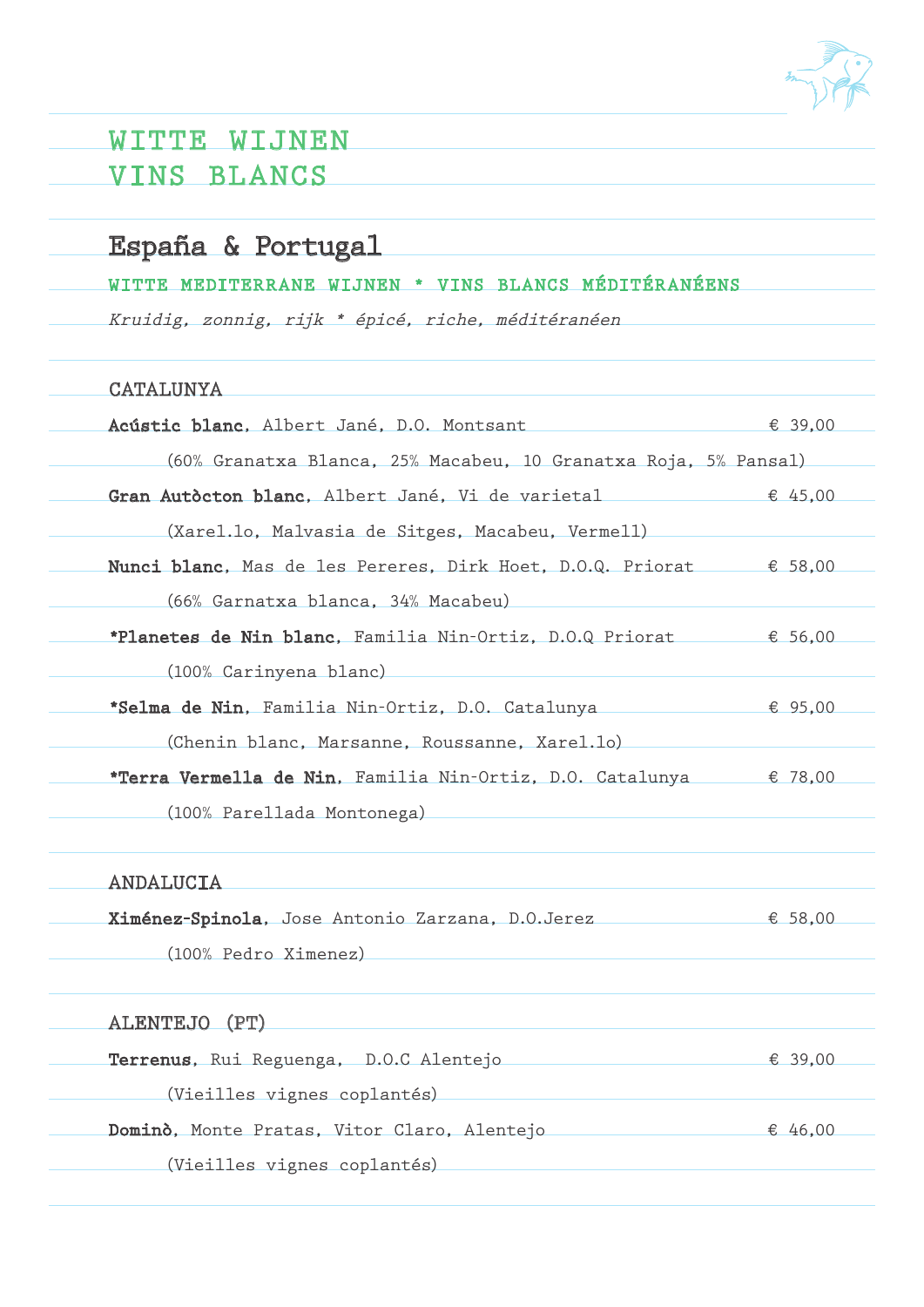# WITTE WIJNEN
# VINS BLANCS

## España & Portugal

WITTE MEDITERRANE WIJNEN * VINS BLANCS MÉDITÉRANÉENS

*Kruidig, zonnig, rijk * épicé, riche, méditéranéen*

### CATALUNYA

**Acústic blanc**, Albert Jané, D.O. Montsant — € 39,00
(60% Granatxa Blanca, 25% Macabeu, 10 Granatxa Roja, 5% Pansal)

**Gran Autòcton blanc**, Albert Jané, Vi de varietal — € 45,00
(Xarel.lo, Malvasia de Sitges, Macabeu, Vermell)

**Nunci blanc**, Mas de les Pereres, Dirk Hoet, D.O.Q. Priorat — € 58,00
(66% Garnatxa blanca, 34% Macabeu)

**\*Planetes de Nin blanc**, Familia Nin-Ortiz, D.O.Q Priorat — € 56,00
(100% Carinyena blanc)

**\*Selma de Nin**, Familia Nin-Ortiz, D.O. Catalunya — € 95,00
(Chenin blanc, Marsanne, Roussanne, Xarel.lo)

**\*Terra Vermella de Nin**, Familia Nin-Ortiz, D.O. Catalunya — € 78,00
(100% Parellada Montonega)

### ANDALUCIA

**Ximénez-Spinola**, Jose Antonio Zarzana, D.O.Jerez — € 58,00
(100% Pedro Ximenez)

### ALENTEJO (PT)

**Terrenus**, Rui Reguenga, D.O.C Alentejo — € 39,00
(Vieilles vignes coplantés)

**Dominò**, Monte Pratas, Vitor Claro, Alentejo — € 46,00
(Vieilles vignes coplantés)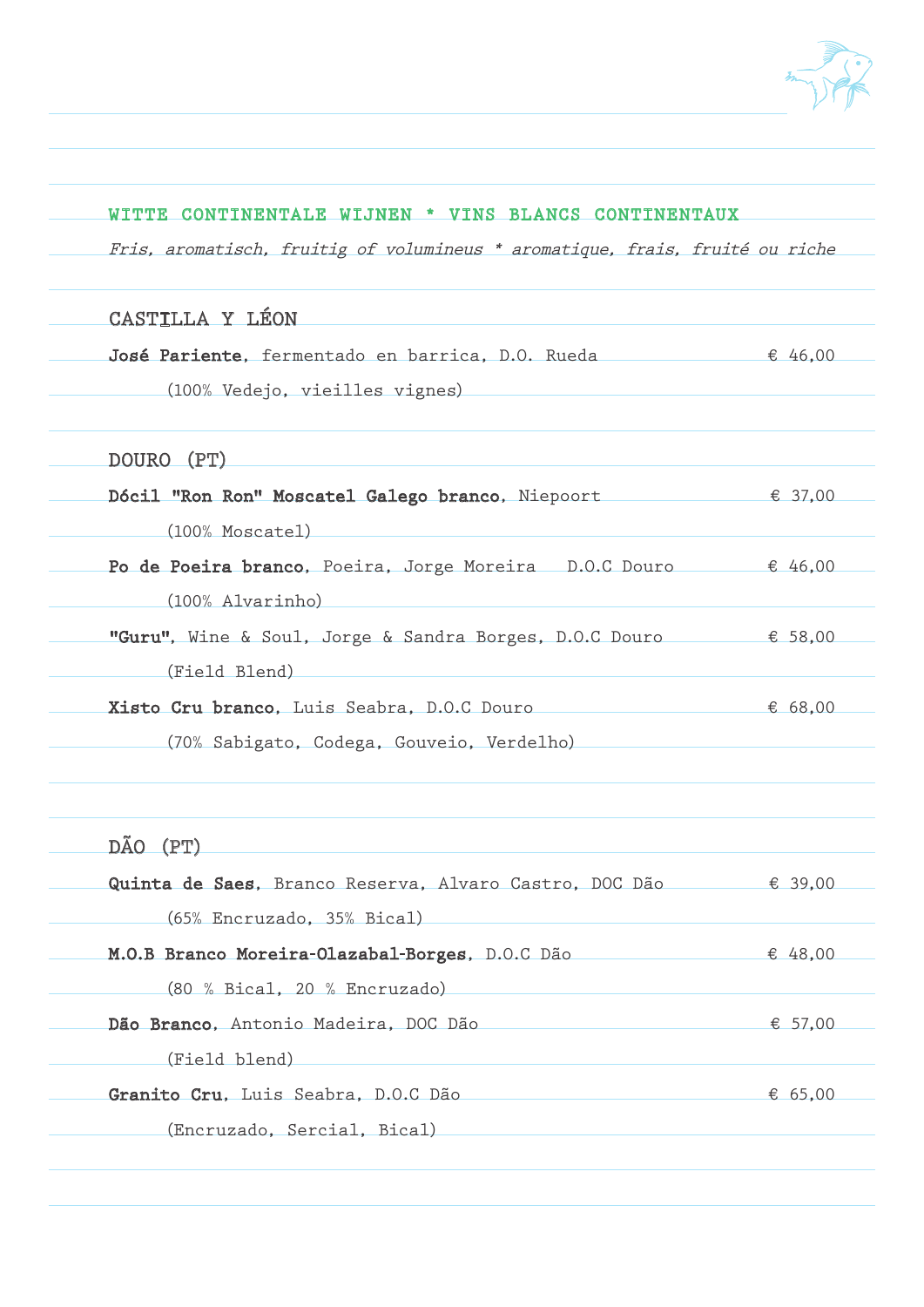## WITTE CONTINENTALE WIJNEN * VINS BLANCS CONTINENTAUX

*Fris, aromatisch, fruitig of volumineus * aromatique, frais, fruité ou riche*

### CASTILLA Y LÉON

**José Pariente**, fermentado en barrica, D.O. Rueda — € 46,00
(100% Vedejo, vieilles vignes)

### DOURO (PT)

**Dócil "Ron Ron" Moscatel Galego branco**, Niepoort — € 37,00
(100% Moscatel)

**Po de Poeira branco**, Poeira, Jorge Moreira D.O.C Douro — € 46,00
(100% Alvarinho)

**"Guru"**, Wine & Soul, Jorge & Sandra Borges, D.O.C Douro — € 58,00
(Field Blend)

**Xisto Cru branco**, Luis Seabra, D.O.C Douro — € 68,00
(70% Sabigato, Codega, Gouveio, Verdelho)

### DÃO (PT)

**Quinta de Saes**, Branco Reserva, Alvaro Castro, DOC Dão — € 39,00
(65% Encruzado, 35% Bical)

**M.O.B Branco Moreira-Olazabal-Borges**, D.O.C Dão — € 48,00
(80 % Bical, 20 % Encruzado)

**Dão Branco**, Antonio Madeira, DOC Dão — € 57,00
(Field blend)

**Granito Cru**, Luis Seabra, D.O.C Dão — € 65,00
(Encruzado, Sercial, Bical)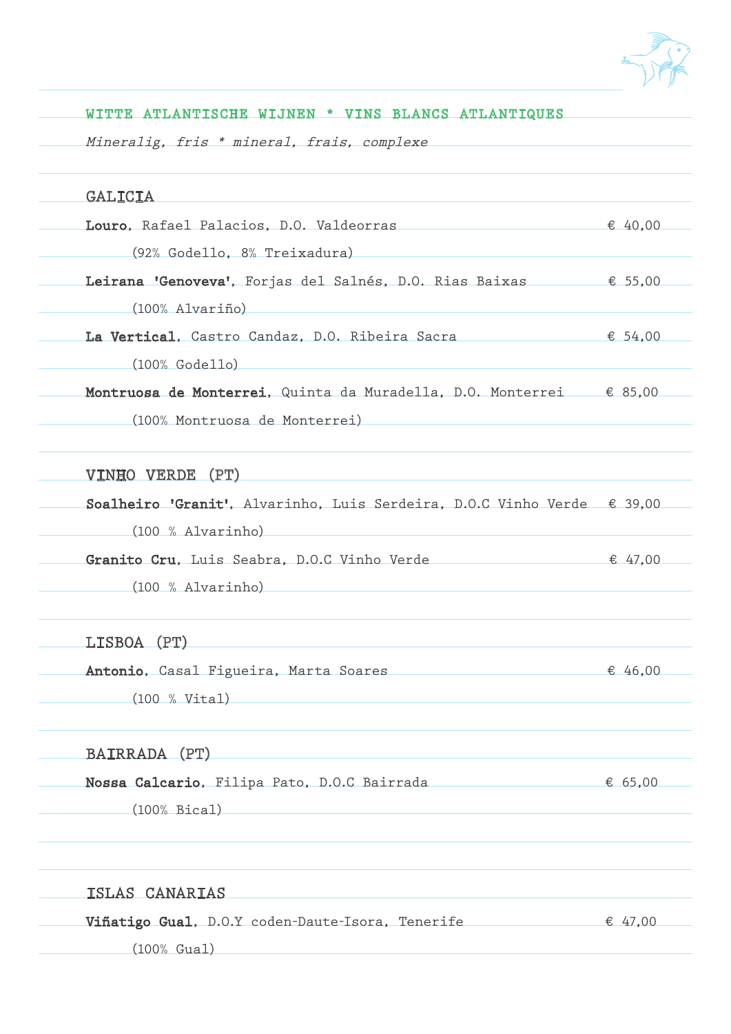## WITTE ATLANTISCHE WIJNEN * VINS BLANCS ATLANTIQUES

*Mineralig, fris * mineral, frais, complexe*

### GALICIA

**Louro**, Rafael Palacios, D.O. Valdeorras — € 40,00
(92% Godello, 8% Treixadura)

**Leirana 'Genoveva'**, Forjas del Salnés, D.O. Rias Baixas — € 55,00
(100% Alvariño)

**La Vertical**, Castro Candaz, D.O. Ribeira Sacra — € 54,00
(100% Godello)

**Montruosa de Monterrei**, Quinta da Muradella, D.O. Monterrei — € 85,00
(100% Montruosa de Monterrei)

### VINHO VERDE (PT)

**Soalheiro 'Granit'**, Alvarinho, Luis Serdeira, D.O.C Vinho Verde — € 39,00
(100 % Alvarinho)

**Granito Cru**, Luis Seabra, D.O.C Vinho Verde — € 47,00
(100 % Alvarinho)

### LISBOA (PT)

**Antonio**, Casal Figueira, Marta Soares — € 46,00
(100 % Vital)

### BAIRRADA (PT)

**Nossa Calcario**, Filipa Pato, D.O.C Bairrada — € 65,00
(100% Bical)

### ISLAS CANARIAS

**Viñatigo Gual**, D.O.Y coden-Daute-Isora, Tenerife — € 47,00
(100% Gual)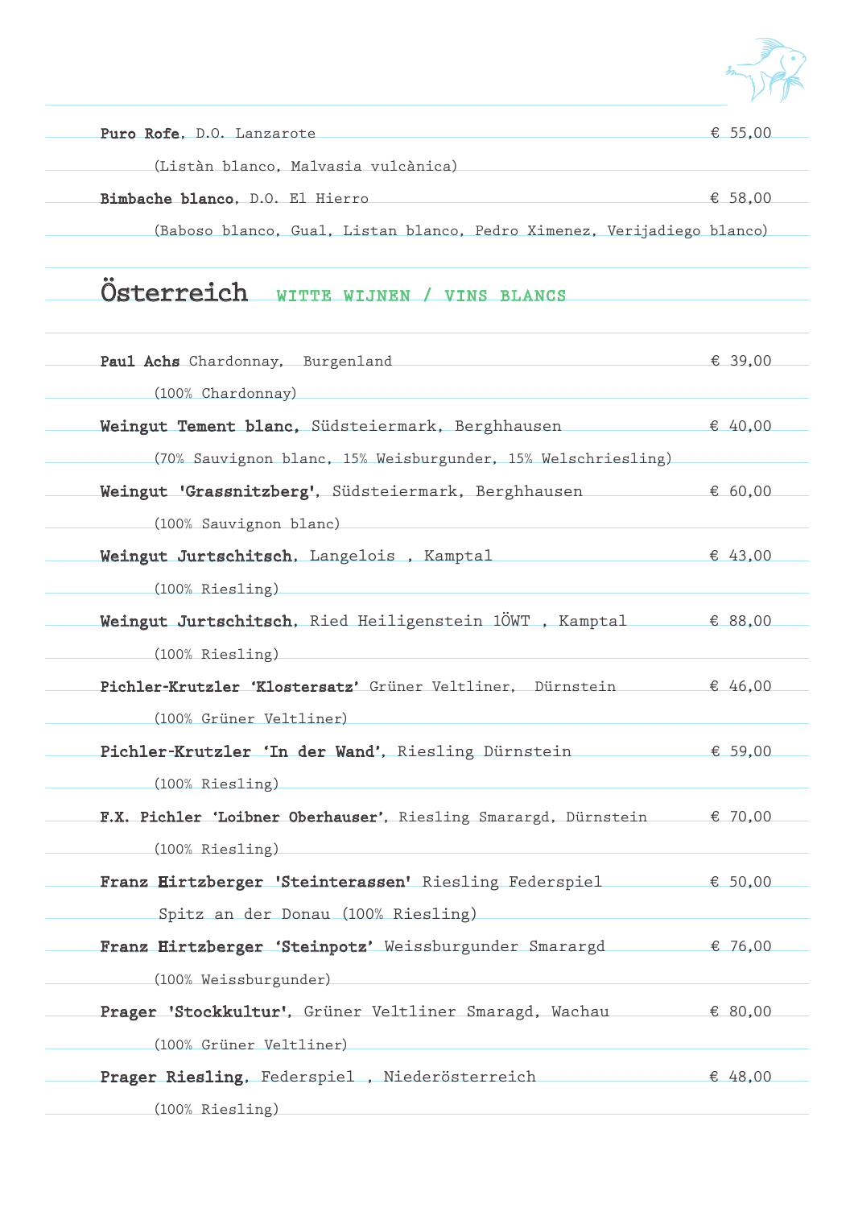**Puro Rofe**, D.O. Lanzarote € 55,00

(Listàn blanco, Malvasia vulcànica)

**Bimbache blanco**, D.O. El Hierro € 58,00

(Baboso blanco, Gual, Listan blanco, Pedro Ximenez, Verijadiego blanco)

## Österreich WITTE WIJNEN / VINS BLANCS

**Paul Achs** Chardonnay, Burgenland € 39,00

(100% Chardonnay)

**Weingut Tement blanc**, Südsteiermark, Berghhausen € 40,00

(70% Sauvignon blanc, 15% Weisburgunder, 15% Welschriesling)

**Weingut 'Grassnitzberg'**, Südsteiermark, Berghhausen € 60,00

(100% Sauvignon blanc)

**Weingut Jurtschitsch**, Langelois , Kamptal € 43,00

(100% Riesling)

**Weingut Jurtschitsch**, Ried Heiligenstein 1ÖWT , Kamptal € 88,00

(100% Riesling)

**Pichler-Krutzler 'Klostersatz'** Grüner Veltliner, Dürnstein € 46,00

(100% Grüner Veltliner)

**Pichler-Krutzler 'In der Wand'**, Riesling Dürnstein € 59,00

(100% Riesling)

**F.X. Pichler 'Loibner Oberhauser'**, Riesling Smarargd, Dürnstein € 70,00

(100% Riesling)

**Franz Hirtzberger 'Steinterassen'** Riesling Federspiel € 50,00

Spitz an der Donau (100% Riesling)

**Franz Hirtzberger 'Steinpotz'** Weissburgunder Smarargd € 76,00

(100% Weissburgunder)

**Prager 'Stockkultur'**, Grüner Veltliner Smaragd, Wachau € 80,00

(100% Grüner Veltliner)

**Prager Riesling**, Federspiel , Niederösterreich € 48,00

(100% Riesling)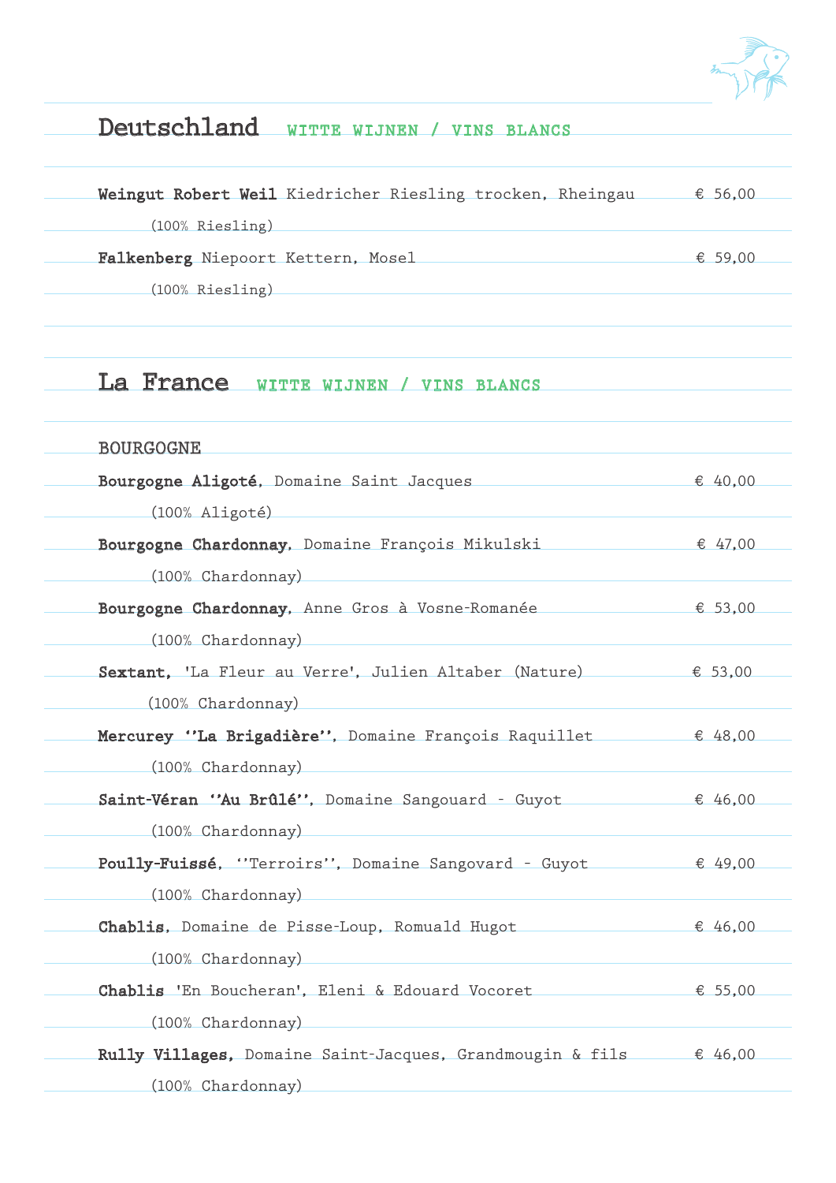## Deutschland WITTE WIJNEN / VINS BLANCS

**Weingut Robert Weil** Kiedricher Riesling trocken, Rheingau € 56,00
(100% Riesling)

**Falkenberg** Niepoort Kettern, Mosel € 59,00
(100% Riesling)

## La France WITTE WIJNEN / VINS BLANCS

### BOURGOGNE

**Bourgogne Aligoté**, Domaine Saint Jacques € 40,00
(100% Aligoté)

**Bourgogne Chardonnay**, Domaine François Mikulski € 47,00
(100% Chardonnay)

**Bourgogne Chardonnay**, Anne Gros à Vosne-Romanée € 53,00
(100% Chardonnay)

**Sextant**, 'La Fleur au Verre', Julien Altaber (Nature) € 53,00
(100% Chardonnay)

**Mercurey ''La Brigadière''**, Domaine François Raquillet € 48,00
(100% Chardonnay)

**Saint-Véran ''Au Brûlé''**, Domaine Sangouard - Guyot € 46,00
(100% Chardonnay)

**Poully-Fuissé**, ''Terroirs'', Domaine Sangovard - Guyot € 49,00
(100% Chardonnay)

**Chablis**, Domaine de Pisse-Loup, Romuald Hugot € 46,00
(100% Chardonnay)

**Chablis** 'En Boucheran', Eleni & Edouard Vocoret € 55,00
(100% Chardonnay)

**Rully Villages**, Domaine Saint-Jacques, Grandmougin & fils € 46,00
(100% Chardonnay)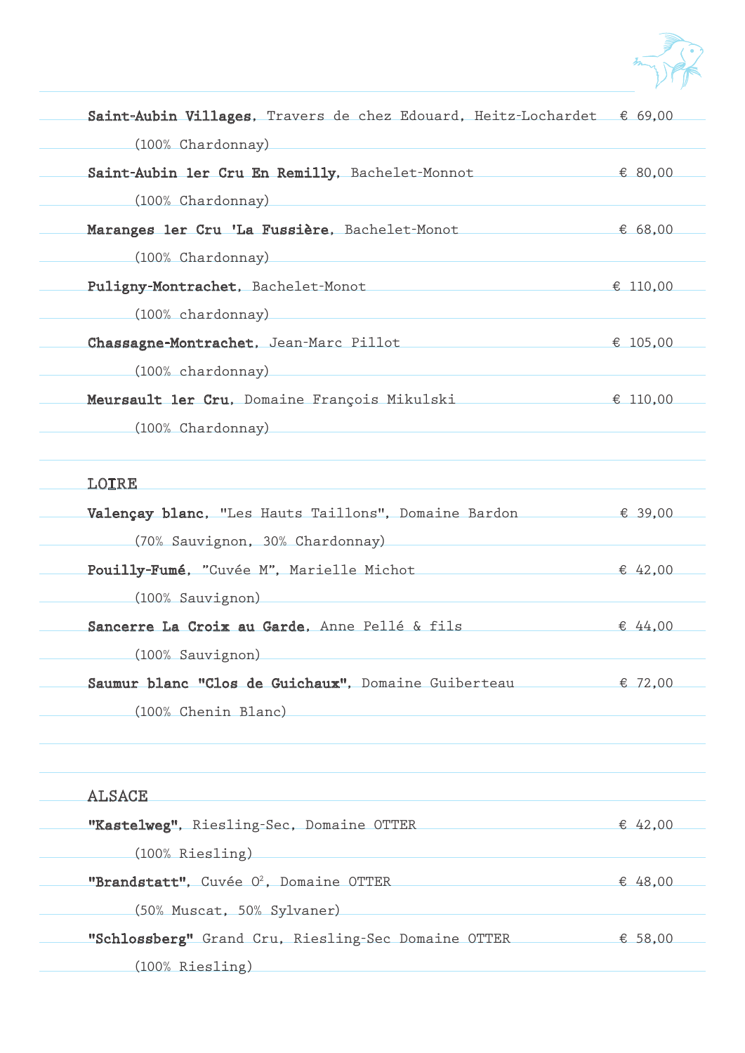**Saint-Aubin Villages**, Travers de chez Edouard, Heitz-Lochardet € 69,00

(100% Chardonnay)

**Saint-Aubin 1er Cru En Remilly**, Bachelet-Monnot € 80,00

(100% Chardonnay)

**Maranges 1er Cru 'La Fussière**, Bachelet-Monot € 68,00

(100% Chardonnay)

**Puligny-Montrachet**, Bachelet-Monot € 110,00

(100% chardonnay)

**Chassagne-Montrachet**, Jean-Marc Pillot € 105,00

(100% chardonnay)

**Meursault 1er Cru**, Domaine François Mikulski € 110,00

(100% Chardonnay)

## LOIRE

**Valençay blanc**, "Les Hauts Taillons", Domaine Bardon € 39,00

(70% Sauvignon, 30% Chardonnay)

**Pouilly-Fumé**, "Cuvée M", Marielle Michot € 42,00

(100% Sauvignon)

**Sancerre La Croix au Garde**, Anne Pellé & fils € 44,00

(100% Sauvignon)

**Saumur blanc "Clos de Guichaux"**, Domaine Guiberteau € 72,00

(100% Chenin Blanc)

## ALSACE

**"Kastelweg"**, Riesling-Sec, Domaine OTTER € 42,00

(100% Riesling)

**"Brandstatt"**, Cuvée O², Domaine OTTER € 48,00

(50% Muscat, 50% Sylvaner)

**"Schlossberg"** Grand Cru, Riesling-Sec Domaine OTTER € 58,00

(100% Riesling)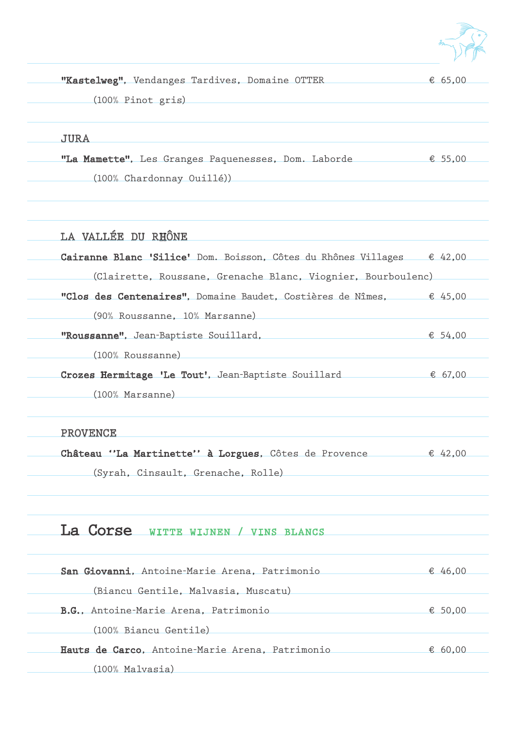**"Kastelweg"**, Vendanges Tardives, Domaine OTTER € 65,00

(100% Pinot gris)

## JURA

**"La Mamette"**, Les Granges Paquenesses, Dom. Laborde € 55,00

(100% Chardonnay Ouillé))

## LA VALLÉE DU RHÔNE

**Cairanne Blanc 'Silice'** Dom. Boisson, Côtes du Rhônes Villages € 42,00

(Clairette, Roussane, Grenache Blanc, Viognier, Bourboulenc)

**"Clos des Centenaires"**, Domaine Baudet, Costières de Nîmes, € 45,00

(90% Roussanne, 10% Marsanne)

**"Roussanne"**, Jean-Baptiste Souillard, € 54,00

(100% Roussanne)

**Crozes Hermitage 'Le Tout'**, Jean-Baptiste Souillard € 67,00

(100% Marsanne)

## PROVENCE

**Château ''La Martinette'' à Lorgues**, Côtes de Provence € 42,00

(Syrah, Cinsault, Grenache, Rolle)

# La Corse WITTE WIJNEN / VINS BLANCS

**San Giovanni**, Antoine-Marie Arena, Patrimonio € 46,00

(Biancu Gentile, Malvasia, Muscatu)

**B.G.**, Antoine-Marie Arena, Patrimonio € 50,00

(100% Biancu Gentile)

**Hauts de Carco**, Antoine-Marie Arena, Patrimonio € 60,00

(100% Malvasia)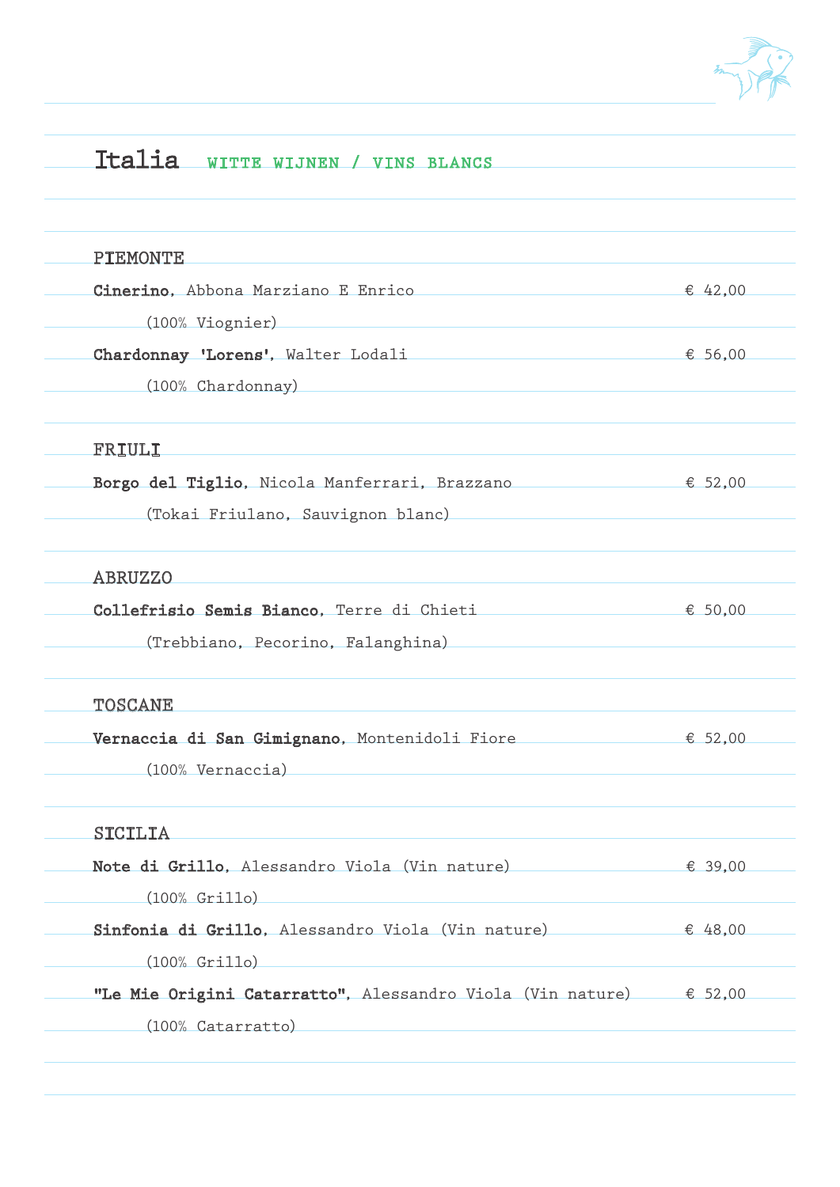# Italia WITTE WIJNEN / VINS BLANCS

## PIEMONTE

**Cinerino**, Abbona Marziano E Enrico — € 42,00
(100% Viognier)

**Chardonnay 'Lorens'**, Walter Lodali — € 56,00
(100% Chardonnay)

## FRIULI

**Borgo del Tiglio**, Nicola Manferrari, Brazzano — € 52,00
(Tokai Friulano, Sauvignon blanc)

## ABRUZZO

**Collefrisio Semis Bianco**, Terre di Chieti — € 50,00
(Trebbiano, Pecorino, Falanghina)

## TOSCANE

**Vernaccia di San Gimignano**, Montenidoli Fiore — € 52,00
(100% Vernaccia)

## SICILIA

**Note di Grillo**, Alessandro Viola (Vin nature) — € 39,00
(100% Grillo)

**Sinfonia di Grillo**, Alessandro Viola (Vin nature) — € 48,00
(100% Grillo)

**"Le Mie Origini Catarratto"**, Alessandro Viola (Vin nature) — € 52,00
(100% Catarratto)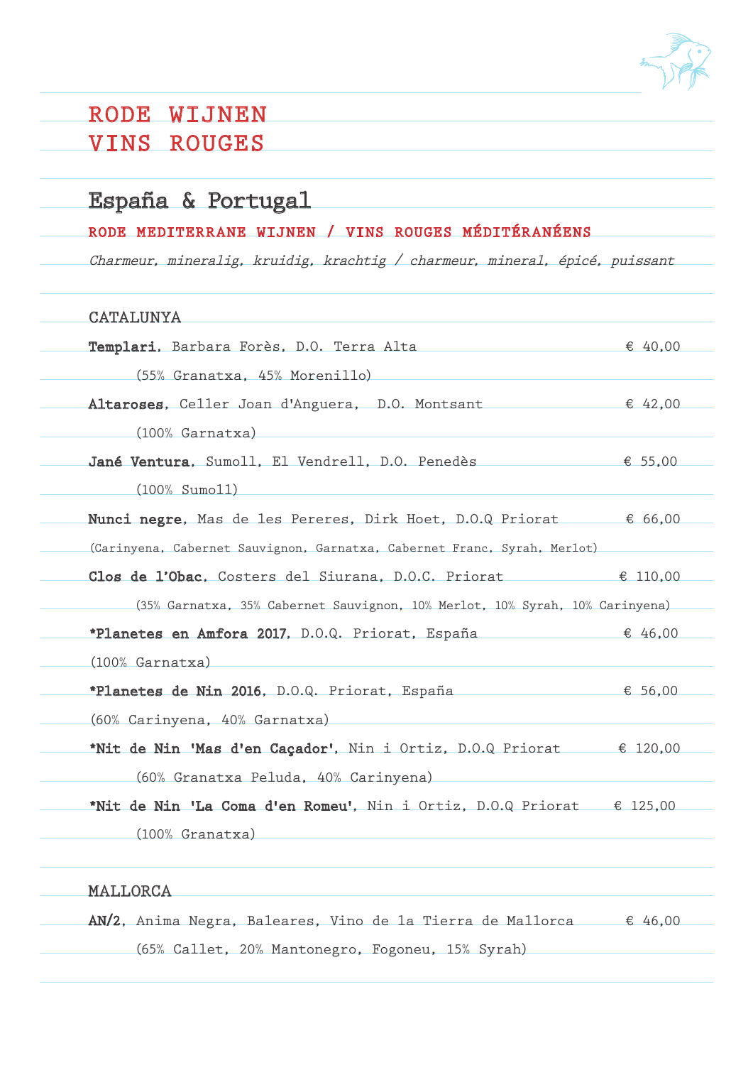# RODE WIJNEN
# VINS ROUGES

## España & Portugal

RODE MEDITERRANE WIJNEN / VINS ROUGES MÉDITÉRANÉENS

*Charmeur, mineralig, kruidig, krachtig / charmeur, mineral, épicé, puissant*

### CATALUNYA

**Templari**, Barbara Forès, D.O. Terra Alta — € 40,00
(55% Granatxa, 45% Morenillo)

**Altaroses**, Celler Joan d'Anguera, D.O. Montsant — € 42,00
(100% Garnatxa)

**Jané Ventura**, Sumoll, El Vendrell, D.O. Penedès — € 55,00
(100% Sumoll)

**Nunci negre**, Mas de les Pereres, Dirk Hoet, D.O.Q Priorat — € 66,00
(Carinyena, Cabernet Sauvignon, Garnatxa, Cabernet Franc, Syrah, Merlot)

**Clos de l'Obac**, Costers del Siurana, D.O.C. Priorat — € 110,00
(35% Garnatxa, 35% Cabernet Sauvignon, 10% Merlot, 10% Syrah, 10% Carinyena)

***Planetes en Amfora 2017**, D.O.Q. Priorat, España — € 46,00
(100% Garnatxa)

***Planetes de Nin 2016**, D.O.Q. Priorat, España — € 56,00
(60% Carinyena, 40% Garnatxa)

***Nit de Nin 'Mas d'en Caçador'**, Nin i Ortiz, D.O.Q Priorat — € 120,00
(60% Granatxa Peluda, 40% Carinyena)

***Nit de Nin 'La Coma d'en Romeu'**, Nin i Ortiz, D.O.Q Priorat — € 125,00
(100% Granatxa)

### MALLORCA

**AN/2**, Anima Negra, Baleares, Vino de la Tierra de Mallorca — € 46,00
(65% Callet, 20% Mantonegro, Fogoneu, 15% Syrah)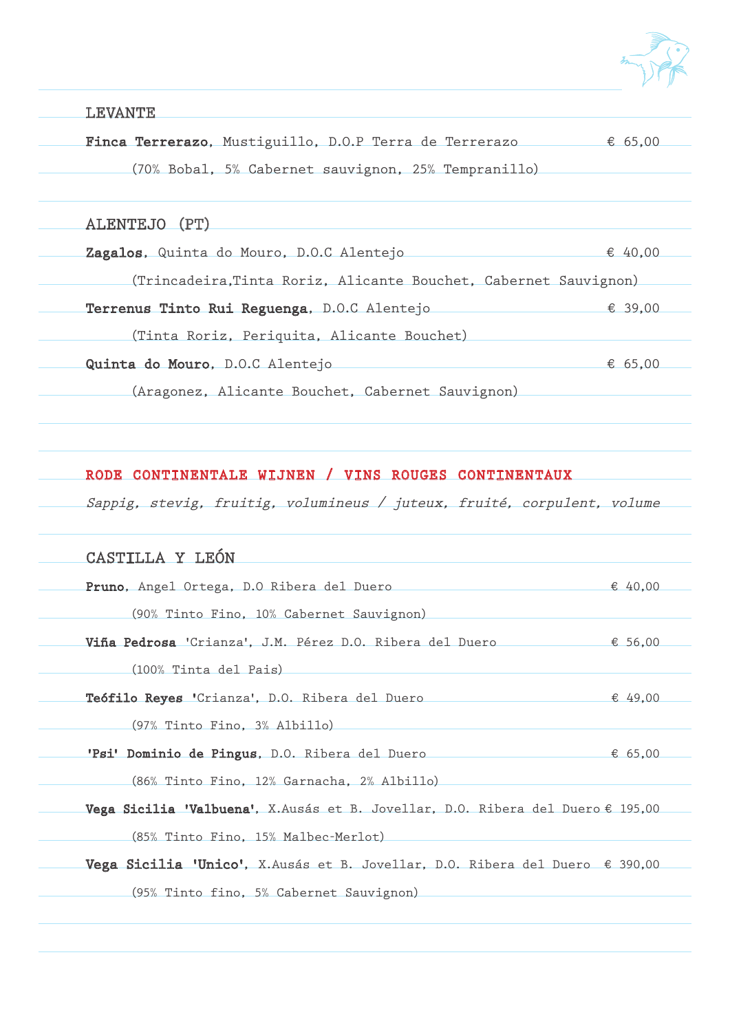## LEVANTE

**Finca Terrerazo**, Mustiguillo, D.O.P Terra de Terrerazo — € 65,00

(70% Bobal, 5% Cabernet sauvignon, 25% Tempranillo)

## ALENTEJO (PT)

**Zagalos**, Quinta do Mouro, D.O.C Alentejo — € 40,00

(Trincadeira,Tinta Roriz, Alicante Bouchet, Cabernet Sauvignon)

**Terrenus Tinto Rui Reguenga**, D.O.C Alentejo — € 39,00

(Tinta Roriz, Periquita, Alicante Bouchet)

**Quinta do Mouro**, D.O.C Alentejo — € 65,00

(Aragonez, Alicante Bouchet, Cabernet Sauvignon)

# RODE CONTINENTALE WIJNEN / VINS ROUGES CONTINENTAUX

*Sappig, stevig, fruitig, volumineus / juteux, fruité, corpulent, volume*

## CASTILLA Y LEÓN

**Pruno**, Angel Ortega, D.O Ribera del Duero — € 40,00

(90% Tinto Fino, 10% Cabernet Sauvignon)

**Viña Pedrosa** 'Crianza', J.M. Pérez D.O. Ribera del Duero — € 56,00

(100% Tinta del Pais)

**Teófilo Reyes** 'Crianza', D.O. Ribera del Duero — € 49,00

(97% Tinto Fino, 3% Albillo)

**'Psi' Dominio de Pingus**, D.O. Ribera del Duero — € 65,00

(86% Tinto Fino, 12% Garnacha, 2% Albillo)

**Vega Sicilia 'Valbuena'**, X.Ausás et B. Jovellar, D.O. Ribera del Duero — € 195,00

(85% Tinto Fino, 15% Malbec-Merlot)

**Vega Sicilia 'Unico'**, X.Ausás et B. Jovellar, D.O. Ribera del Duero — € 390,00

(95% Tinto fino, 5% Cabernet Sauvignon)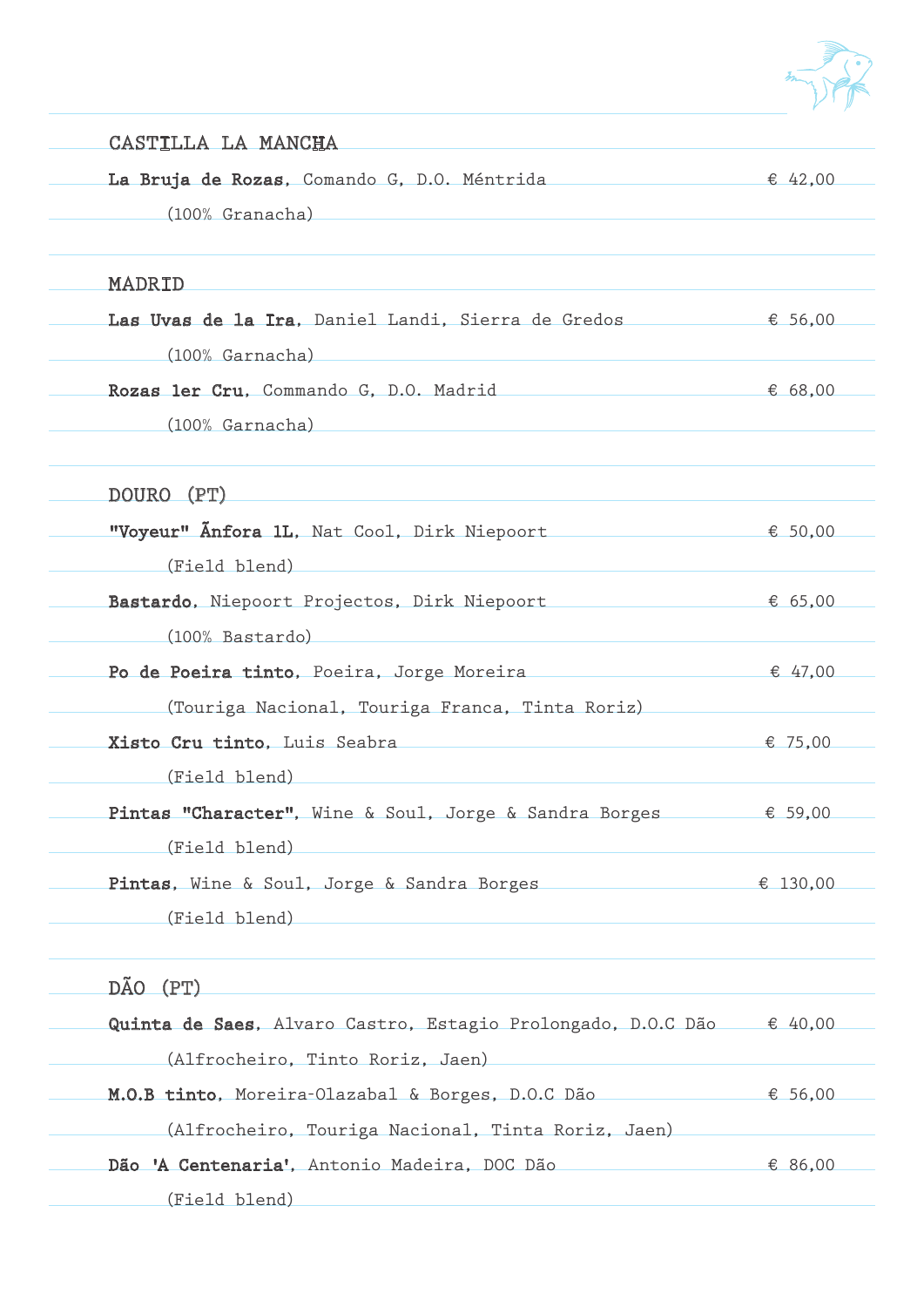## CASTILLA LA MANCHA

**La Bruja de Rozas**, Comando G, D.O. Méntrida — € 42,00
(100% Granacha)

## MADRID

**Las Uvas de la Ira**, Daniel Landi, Sierra de Gredos — € 56,00
(100% Garnacha)

**Rozas 1er Cru**, Commando G, D.O. Madrid — € 68,00
(100% Garnacha)

## DOURO (PT)

**"Voyeur" Ãnfora 1L**, Nat Cool, Dirk Niepoort — € 50,00
(Field blend)

**Bastardo**, Niepoort Projectos, Dirk Niepoort — € 65,00
(100% Bastardo)

**Po de Poeira tinto**, Poeira, Jorge Moreira — € 47,00
(Touriga Nacional, Touriga Franca, Tinta Roriz)

**Xisto Cru tinto**, Luis Seabra — € 75,00
(Field blend)

**Pintas "Character"**, Wine & Soul, Jorge & Sandra Borges — € 59,00
(Field blend)

**Pintas**, Wine & Soul, Jorge & Sandra Borges — € 130,00
(Field blend)

## DÃO (PT)

**Quinta de Saes**, Alvaro Castro, Estagio Prolongado, D.O.C Dão — € 40,00
(Alfrocheiro, Tinto Roriz, Jaen)

**M.O.B tinto**, Moreira-Olazabal & Borges, D.O.C Dão — € 56,00
(Alfrocheiro, Touriga Nacional, Tinta Roriz, Jaen)

**Dão 'A Centenaria'**, Antonio Madeira, DOC Dão — € 86,00
(Field blend)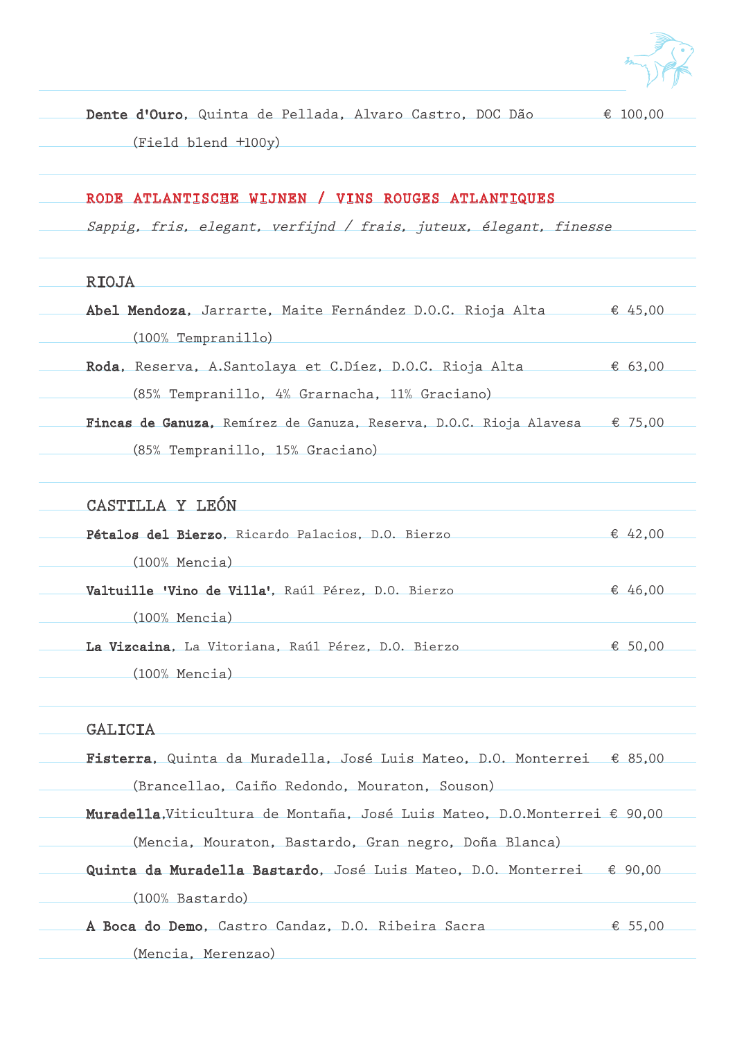**Dente d'Ouro**, Quinta de Pellada, Alvaro Castro, DOC Dão € 100,00

(Field blend +100y)

## RODE ATLANTISCHE WIJNEN / VINS ROUGES ATLANTIQUES

*Sappig, fris, elegant, verfijnd / frais, juteux, élegant, finesse*

### RIOJA

**Abel Mendoza**, Jarrarte, Maite Fernández D.O.C. Rioja Alta € 45,00

(100% Tempranillo)

**Roda**, Reserva, A.Santolaya et C.Díez, D.O.C. Rioja Alta € 63,00

(85% Tempranillo, 4% Grarnacha, 11% Graciano)

**Fincas de Ganuza**, Remírez de Ganuza, Reserva, D.O.C. Rioja Alavesa € 75,00

(85% Tempranillo, 15% Graciano)

### CASTILLA Y LEÓN

**Pétalos del Bierzo**, Ricardo Palacios, D.O. Bierzo € 42,00

(100% Mencia)

**Valtuille 'Vino de Villa'**, Raúl Pérez, D.O. Bierzo € 46,00

(100% Mencia)

**La Vizcaina**, La Vitoriana, Raúl Pérez, D.O. Bierzo € 50,00

(100% Mencia)

### GALICIA

**Fisterra**, Quinta da Muradella, José Luis Mateo, D.O. Monterrei € 85,00

(Brancellao, Caiño Redondo, Mouraton, Souson)

**Muradella**,Viticultura de Montaña, José Luis Mateo, D.O.Monterrei € 90,00

(Mencia, Mouraton, Bastardo, Gran negro, Doña Blanca)

**Quinta da Muradella Bastardo**, José Luis Mateo, D.O. Monterrei € 90,00

(100% Bastardo)

**A Boca do Demo**, Castro Candaz, D.O. Ribeira Sacra € 55,00

(Mencia, Merenzao)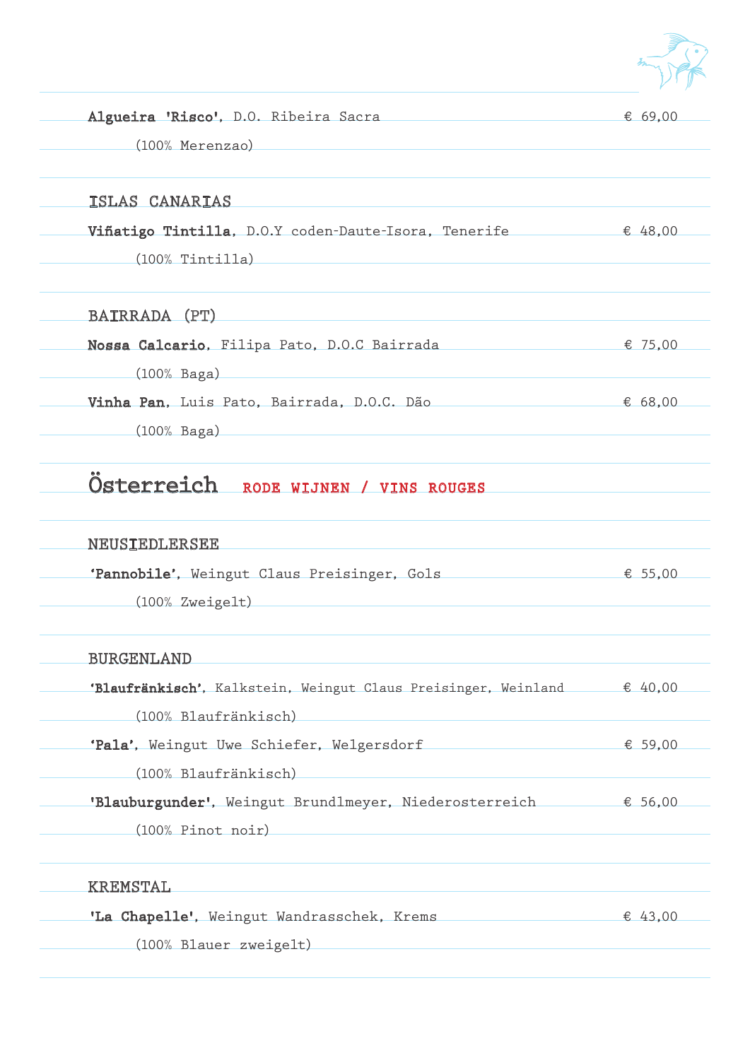**Algueira 'Risco'**, D.O. Ribeira Sacra € 69,00

(100% Merenzao)

ISLAS CANARIAS

**Viñatigo Tintilla**, D.O.Y coden-Daute-Isora, Tenerife € 48,00

(100% Tintilla)

BAIRRADA (PT)

**Nossa Calcario**, Filipa Pato, D.O.C Bairrada € 75,00

(100% Baga)

**Vinha Pan**, Luis Pato, Bairrada, D.O.C. Dão € 68,00

(100% Baga)

# Österreich RODE WIJNEN / VINS ROUGES

NEUSIEDLERSEE

**'Pannobile'**, Weingut Claus Preisinger, Gols € 55,00

(100% Zweigelt)

BURGENLAND

**'Blaufränkisch'**, Kalkstein, Weingut Claus Preisinger, Weinland € 40,00

(100% Blaufränkisch)

**'Pala'**, Weingut Uwe Schiefer, Welgersdorf € 59,00

(100% Blaufränkisch)

**'Blauburgunder'**, Weingut Brundlmeyer, Niederosterreich € 56,00

(100% Pinot noir)

KREMSTAL

**'La Chapelle'**, Weingut Wandrasschek, Krems € 43,00

(100% Blauer zweigelt)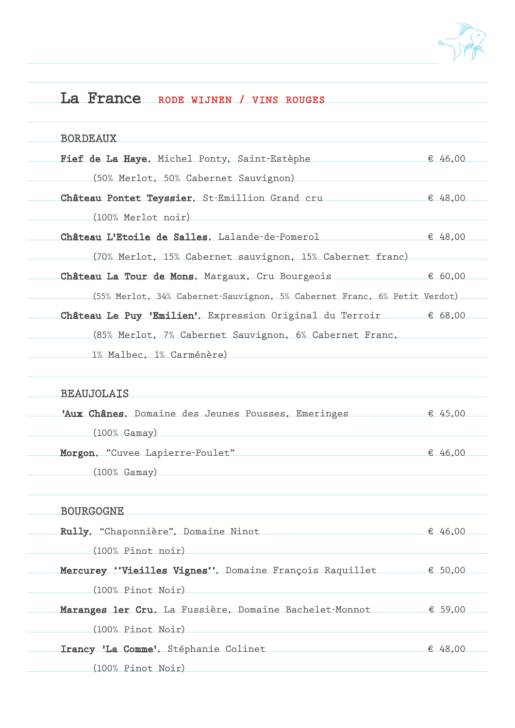# La France RODE WIJNEN / VINS ROUGES

## BORDEAUX

**Fief de La Haye**, Michel Ponty, Saint-Estèphe — € 46,00
(50% Merlot, 50% Cabernet Sauvignon)

**Château Pontet Teyssier**, St-Emillion Grand cru — € 48,00
(100% Merlot noir)

**Château L'Etoile de Salles**, Lalande-de-Pomerol — € 48,00
(70% Merlot, 15% Cabernet sauvignon, 15% Cabernet franc)

**Château La Tour de Mons**, Margaux, Cru Bourgeois — € 60,00
(55% Merlot, 34% Cabernet-Sauvignon, 5% Cabernet Franc, 6% Petit Verdot)

**Château Le Puy 'Emilien'**, Expression Original du Terroir — € 68,00
(85% Merlot, 7% Cabernet Sauvignon, 6% Cabernet Franc,
1% Malbec, 1% Carménère)

## BEAUJOLAIS

**'Aux Chânes**, Domaine des Jeunes Pousses, Emeringes — € 45,00
(100% Gamay)

**Morgon**, "Cuvee Lapierre-Poulet" — € 46,00
(100% Gamay)

## BOURGOGNE

**Rully**, "Chaponnière", Domaine Ninot — € 46,00
(100% Pinot noir)

**Mercurey ''Vieilles Vignes''**, Domaine François Raquillet — € 50,00
(100% Pinot Noir)

**Maranges 1er Cru**, La Fussière, Domaine Bachelet-Monnot — € 59,00
(100% Pinot Noir)

**Irancy 'La Comme'**, Stéphanie Colinet — € 48,00
(100% Pinot Noir)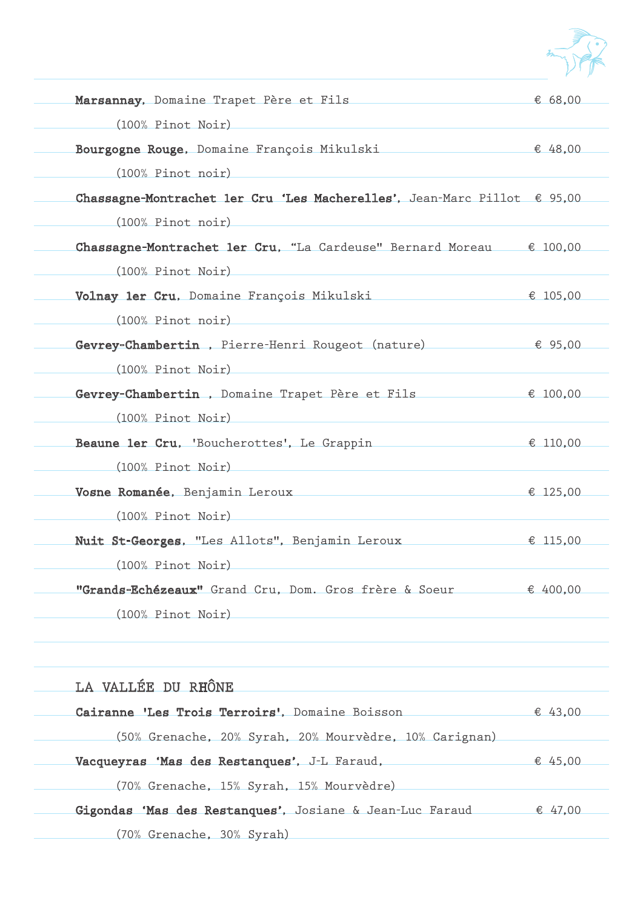**Marsannay**, Domaine Trapet Père et Fils € 68,00

(100% Pinot Noir)

**Bourgogne Rouge**, Domaine François Mikulski € 48,00

(100% Pinot noir)

**Chassagne-Montrachet 1er Cru 'Les Macherelles'**, Jean-Marc Pillot € 95,00

(100% Pinot noir)

**Chassagne-Montrachet 1er Cru**, "La Cardeuse" Bernard Moreau € 100,00

(100% Pinot Noir)

**Volnay 1er Cru**, Domaine François Mikulski € 105,00

(100% Pinot noir)

**Gevrey-Chambertin** , Pierre-Henri Rougeot (nature) € 95,00

(100% Pinot Noir)

**Gevrey-Chambertin** , Domaine Trapet Père et Fils € 100,00

(100% Pinot Noir)

**Beaune 1er Cru**, 'Boucherottes', Le Grappin € 110,00

(100% Pinot Noir)

**Vosne Romanée**, Benjamin Leroux € 125,00

(100% Pinot Noir)

**Nuit St-Georges**, "Les Allots", Benjamin Leroux € 115,00

(100% Pinot Noir)

**"Grands-Echézeaux"** Grand Cru, Dom. Gros frère & Soeur € 400,00

(100% Pinot Noir)

## LA VALLÉE DU RHÔNE

**Cairanne 'Les Trois Terroirs'**, Domaine Boisson € 43,00

(50% Grenache, 20% Syrah, 20% Mourvèdre, 10% Carignan)

**Vacqueyras 'Mas des Restanques'**, J-L Faraud, € 45,00

(70% Grenache, 15% Syrah, 15% Mourvèdre)

**Gigondas 'Mas des Restanques'**, Josiane & Jean-Luc Faraud € 47,00

(70% Grenache, 30% Syrah)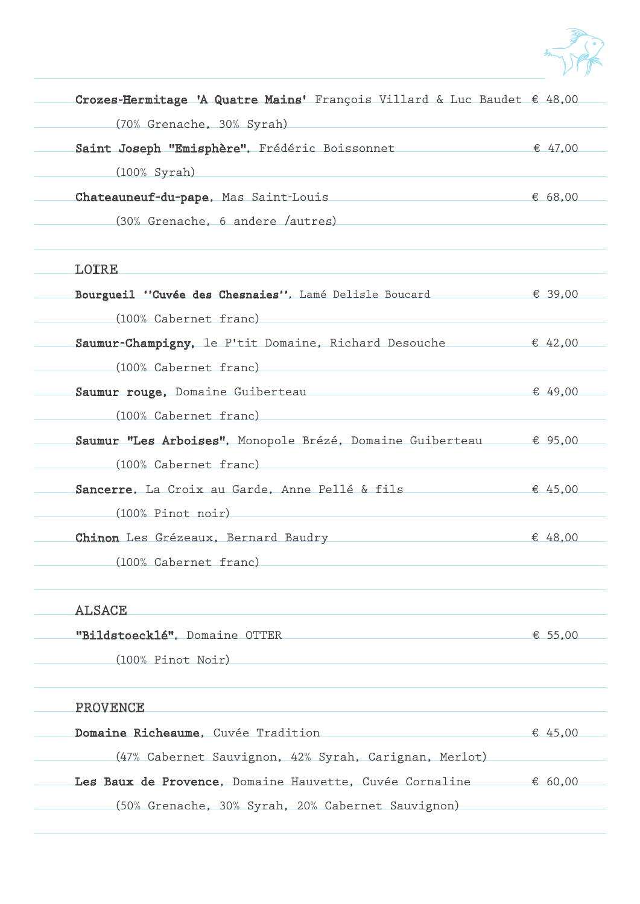**Crozes-Hermitage 'A Quatre Mains'** François Villard & Luc Baudet € 48,00

(70% Grenache, 30% Syrah)

**Saint Joseph "Emisphère"**, Frédéric Boissonnet € 47,00

(100% Syrah)

**Chateauneuf-du-pape**, Mas Saint-Louis € 68,00

(30% Grenache, 6 andere /autres)

## LOIRE

**Bourgueil ''Cuvée des Chesnaies''**, Lamé Delisle Boucard € 39,00

(100% Cabernet franc)

**Saumur-Champigny**, le P'tit Domaine, Richard Desouche € 42,00

(100% Cabernet franc)

**Saumur rouge**, Domaine Guiberteau € 49,00

(100% Cabernet franc)

**Saumur "Les Arboises"**, Monopole Brézé, Domaine Guiberteau € 95,00

(100% Cabernet franc)

**Sancerre**, La Croix au Garde, Anne Pellé & fils € 45,00

(100% Pinot noir)

**Chinon** Les Grézeaux, Bernard Baudry € 48,00

(100% Cabernet franc)

## ALSACE

**"Bildstoecklé"**, Domaine OTTER € 55,00

(100% Pinot Noir)

## PROVENCE

**Domaine Richeaume**, Cuvée Tradition € 45,00

(47% Cabernet Sauvignon, 42% Syrah, Carignan, Merlot)

**Les Baux de Provence**, Domaine Hauvette, Cuvée Cornaline € 60,00

(50% Grenache, 30% Syrah, 20% Cabernet Sauvignon)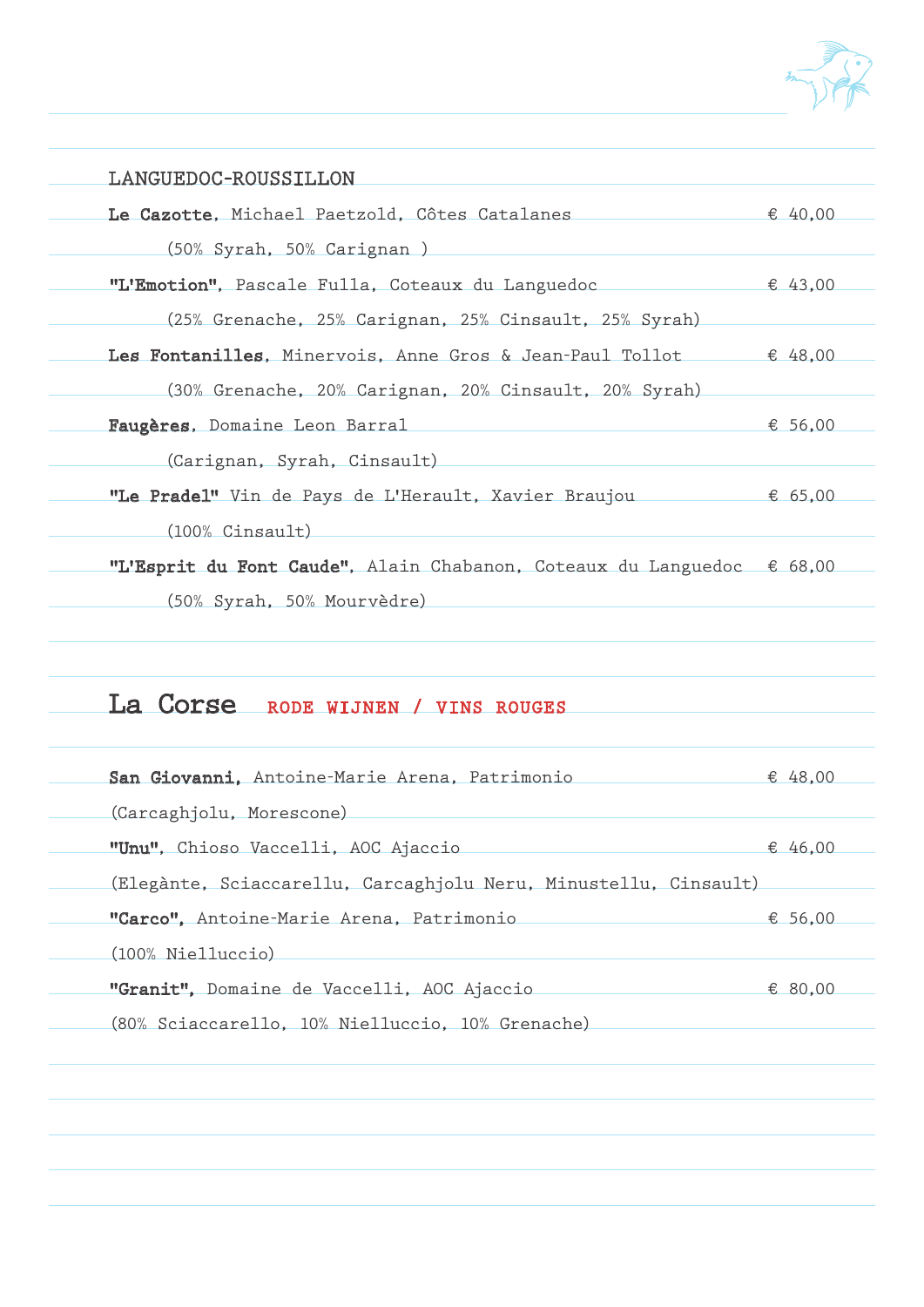## LANGUEDOC-ROUSSILLON

**Le Cazotte**, Michael Paetzold, Côtes Catalanes € 40,00
(50% Syrah, 50% Carignan )

**"L'Emotion"**, Pascale Fulla, Coteaux du Languedoc € 43,00
(25% Grenache, 25% Carignan, 25% Cinsault, 25% Syrah)

**Les Fontanilles**, Minervois, Anne Gros & Jean-Paul Tollot € 48,00
(30% Grenache, 20% Carignan, 20% Cinsault, 20% Syrah)

**Faugères**, Domaine Leon Barral € 56,00
(Carignan, Syrah, Cinsault)

**"Le Pradel"** Vin de Pays de L'Herault, Xavier Braujou € 65,00
(100% Cinsault)

**"L'Esprit du Font Caude"**, Alain Chabanon, Coteaux du Languedoc € 68,00
(50% Syrah, 50% Mourvèdre)

## La Corse RODE WIJNEN / VINS ROUGES

**San Giovanni**, Antoine-Marie Arena, Patrimonio € 48,00
(Carcaghjolu, Morescone)

**"Unu"**, Chioso Vaccelli, AOC Ajaccio € 46,00
(Elegànte, Sciaccarellu, Carcaghjolu Neru, Minustellu, Cinsault)

**"Carco"**, Antoine-Marie Arena, Patrimonio € 56,00
(100% Nielluccio)

**"Granit"**, Domaine de Vaccelli, AOC Ajaccio € 80,00
(80% Sciaccarello, 10% Nielluccio, 10% Grenache)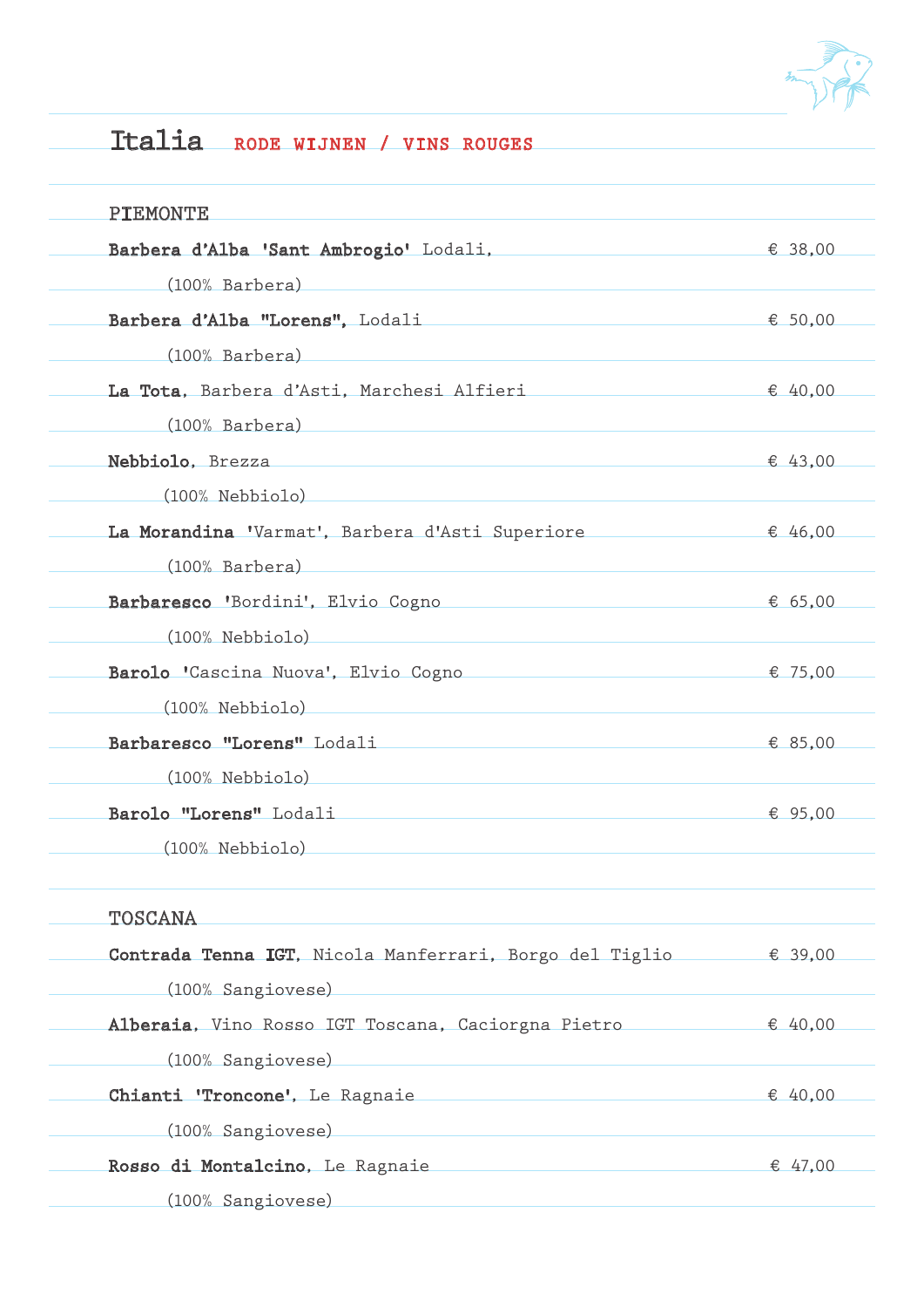# Italia RODE WIJNEN / VINS ROUGES

## PIEMONTE

**Barbera d'Alba 'Sant Ambrogio'** Lodali, € 38,00
(100% Barbera)

**Barbera d'Alba "Lorens",** Lodali € 50,00
(100% Barbera)

**La Tota,** Barbera d'Asti, Marchesi Alfieri € 40,00
(100% Barbera)

**Nebbiolo,** Brezza € 43,00
(100% Nebbiolo)

**La Morandina** 'Varmat', Barbera d'Asti Superiore € 46,00
(100% Barbera)

**Barbaresco** 'Bordini', Elvio Cogno € 65,00
(100% Nebbiolo)

**Barolo** 'Cascina Nuova', Elvio Cogno € 75,00
(100% Nebbiolo)

**Barbaresco "Lorens"** Lodali € 85,00
(100% Nebbiolo)

**Barolo "Lorens"** Lodali € 95,00
(100% Nebbiolo)

## TOSCANA

**Contrada Tenna IGT,** Nicola Manferrari, Borgo del Tiglio € 39,00
(100% Sangiovese)

**Alberaia,** Vino Rosso IGT Toscana, Caciorgna Pietro € 40,00
(100% Sangiovese)

**Chianti 'Troncone',** Le Ragnaie € 40,00
(100% Sangiovese)

**Rosso di Montalcino,** Le Ragnaie € 47,00
(100% Sangiovese)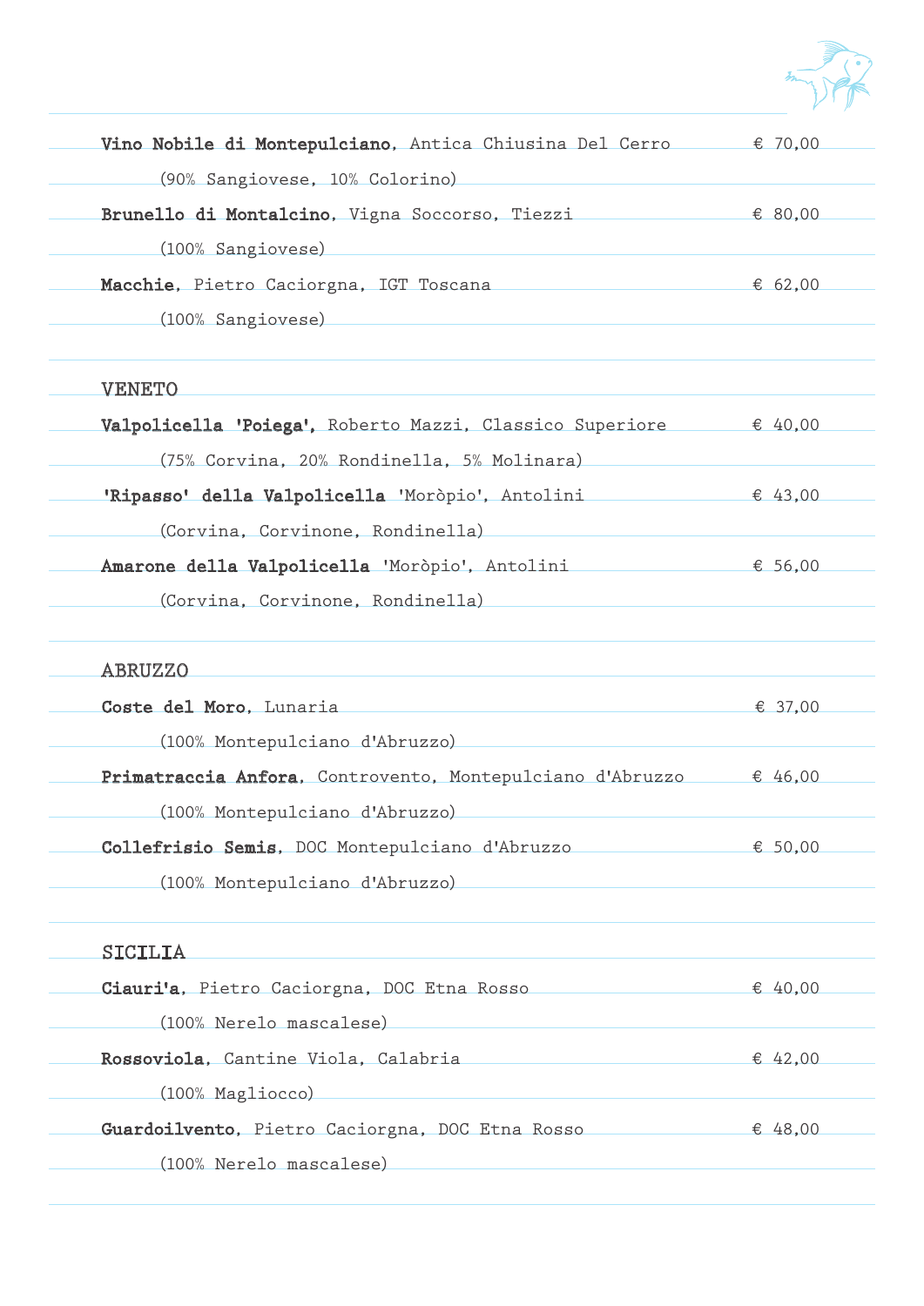**Vino Nobile di Montepulciano**, Antica Chiusina Del Cerro — € 70,00
(90% Sangiovese, 10% Colorino)

**Brunello di Montalcino**, Vigna Soccorso, Tiezzi — € 80,00
(100% Sangiovese)

**Macchie**, Pietro Caciorgna, IGT Toscana — € 62,00
(100% Sangiovese)

## VENETO

**Valpolicella 'Poiega'**, Roberto Mazzi, Classico Superiore — € 40,00
(75% Corvina, 20% Rondinella, 5% Molinara)

**'Ripasso' della Valpolicella** 'Moròpio', Antolini — € 43,00
(Corvina, Corvinone, Rondinella)

**Amarone della Valpolicella** 'Moròpio', Antolini — € 56,00
(Corvina, Corvinone, Rondinella)

## ABRUZZO

**Coste del Moro**, Lunaria — € 37,00
(100% Montepulciano d'Abruzzo)

**Primatraccia Anfora**, Controvento, Montepulciano d'Abruzzo — € 46,00
(100% Montepulciano d'Abruzzo)

**Collefrisio Semis**, DOC Montepulciano d'Abruzzo — € 50,00
(100% Montepulciano d'Abruzzo)

## SICILIA

**Ciauri'a**, Pietro Caciorgna, DOC Etna Rosso — € 40,00
(100% Nerelo mascalese)

**Rossoviola**, Cantine Viola, Calabria — € 42,00
(100% Magliocco)

**Guardoilvento**, Pietro Caciorgna, DOC Etna Rosso — € 48,00
(100% Nerelo mascalese)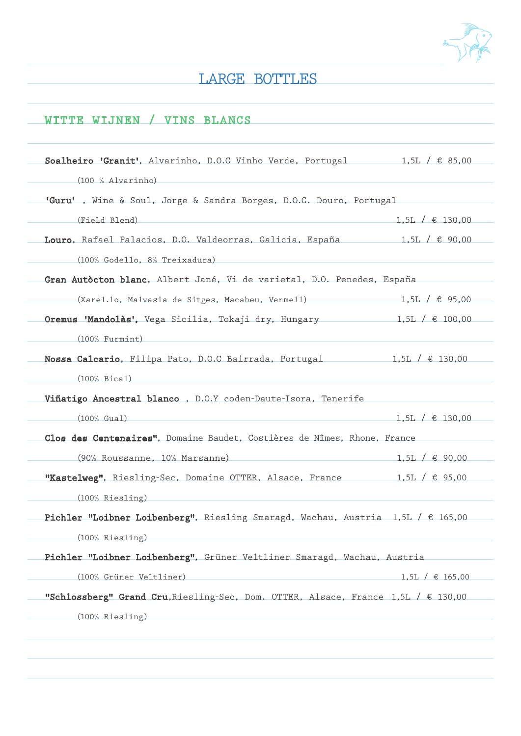# LARGE BOTTLES

## WITTE WIJNEN / VINS BLANCS

**Soalheiro 'Granit'**, Alvarinho, D.O.C Vinho Verde, Portugal 1,5L / € 85,00

(100 % Alvarinho)

**'Guru'** , Wine & Soul, Jorge & Sandra Borges, D.O.C. Douro, Portugal

(Field Blend) 1,5L / € 130,00

**Louro**, Rafael Palacios, D.O. Valdeorras, Galicia, España 1,5L / € 90,00

(100% Godello, 8% Treixadura)

**Gran Autòcton blanc**, Albert Jané, Vi de varietal, D.O. Penedes, España

(Xarel.lo, Malvasia de Sitges, Macabeu, Vermell) 1,5L / € 95,00

**Oremus 'Mandolàs'**, Vega Sicilia, Tokaji dry, Hungary 1,5L / € 100,00

(100% Furmint)

**Nossa Calcario**, Filipa Pato, D.O.C Bairrada, Portugal 1,5L / € 130,00

(100% Bical)

**Viñatigo Ancestral blanco** , D.O.Y coden-Daute-Isora, Tenerife

(100% Gual) 1,5L / € 130,00

**Clos des Centenaires"**, Domaine Baudet, Costières de Nîmes, Rhone, France

(90% Roussanne, 10% Marsanne) 1,5L / € 90,00

**"Kastelweg"**, Riesling-Sec, Domaine OTTER, Alsace, France 1,5L / € 95,00

(100% Riesling)

**Pichler "Loibner Loibenberg"**, Riesling Smaragd, Wachau, Austria 1,5L / € 165,00

(100% Riesling)

**Pichler "Loibner Loibenberg"**, Grüner Veltliner Smaragd, Wachau, Austria

(100% Grüner Veltliner) 1,5L / € 165,00

**"Schlossberg" Grand Cru**,Riesling-Sec, Dom. OTTER, Alsace, France 1,5L / € 130,00

(100% Riesling)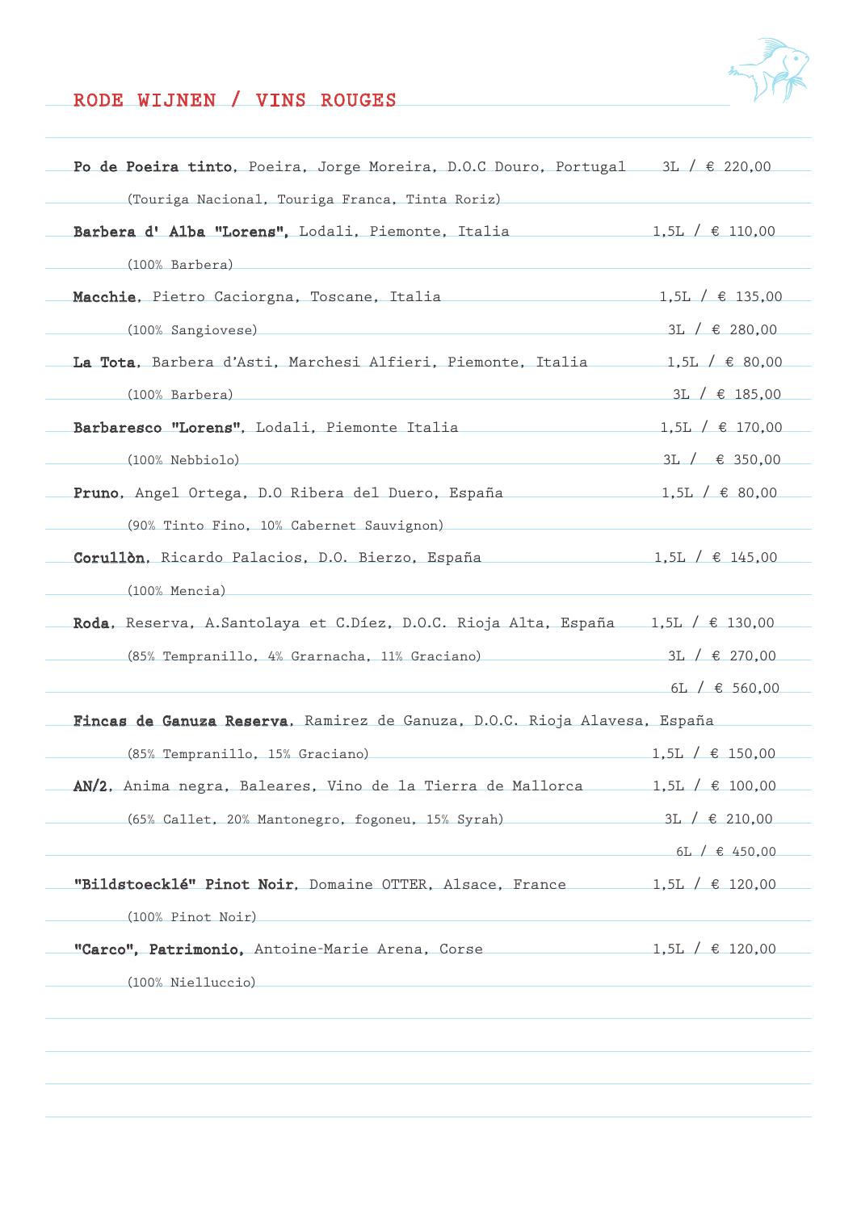# RODE WIJNEN / VINS ROUGES

| | |
|---|---|
| **Po de Poeira tinto**, Poeira, Jorge Moreira, D.O.C Douro, Portugal | 3L / € 220,00 |
| (Touriga Nacional, Touriga Franca, Tinta Roriz) | |
| **Barbera d' Alba "Lorens"**, Lodali, Piemonte, Italia | 1,5L / € 110,00 |
| (100% Barbera) | |
| **Macchie**, Pietro Caciorgna, Toscane, Italia | 1,5L / € 135,00 |
| (100% Sangiovese) | 3L / € 280,00 |
| **La Tota**, Barbera d'Asti, Marchesi Alfieri, Piemonte, Italia | 1,5L / € 80,00 |
| (100% Barbera) | 3L / € 185,00 |
| **Barbaresco "Lorens"**, Lodali, Piemonte Italia | 1,5L / € 170,00 |
| (100% Nebbiolo) | 3L / € 350,00 |
| **Pruno**, Angel Ortega, D.O Ribera del Duero, España | 1,5L / € 80,00 |
| (90% Tinto Fino, 10% Cabernet Sauvignon) | |
| **Corullòn**, Ricardo Palacios, D.O. Bierzo, España | 1,5L / € 145,00 |
| (100% Mencia) | |
| **Roda**, Reserva, A.Santolaya et C.Díez, D.O.C. Rioja Alta, España | 1,5L / € 130,00 |
| (85% Tempranillo, 4% Grarnacha, 11% Graciano) | 3L / € 270,00 |
| | 6L / € 560,00 |
| **Fincas de Ganuza Reserva**, Ramirez de Ganuza, D.O.C. Rioja Alavesa, España | |
| (85% Tempranillo, 15% Graciano) | 1,5L / € 150,00 |
| **AN/2**, Anima negra, Baleares, Vino de la Tierra de Mallorca | 1,5L / € 100,00 |
| (65% Callet, 20% Mantonegro, fogoneu, 15% Syrah) | 3L / € 210,00 |
| | 6L / € 450,00 |
| **"Bildstoecklé" Pinot Noir**, Domaine OTTER, Alsace, France | 1,5L / € 120,00 |
| (100% Pinot Noir) | |
| **"Carco", Patrimonio**, Antoine-Marie Arena, Corse | 1,5L / € 120,00 |
| (100% Nielluccio) | |